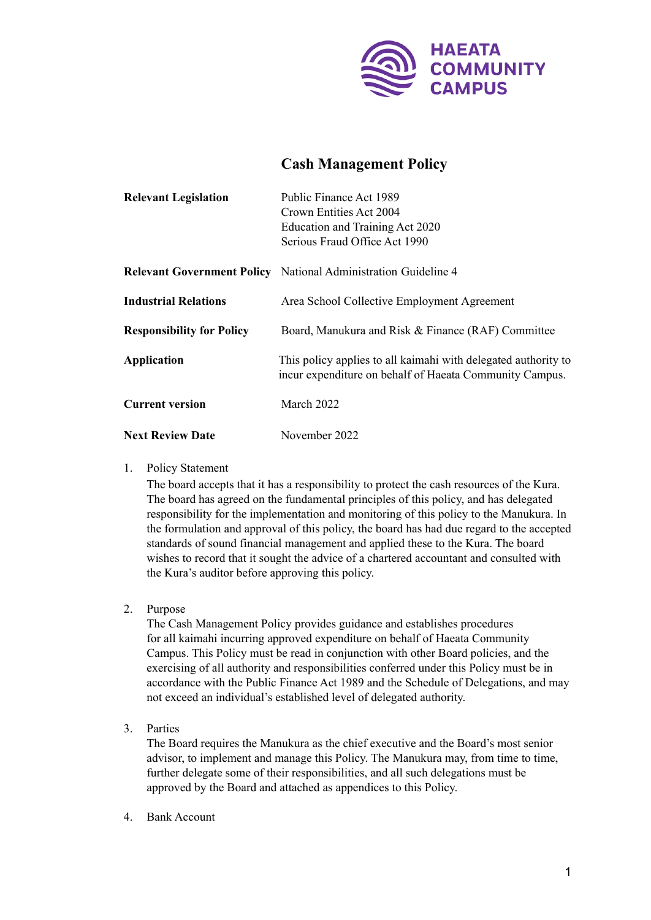HAEATA COMMUNITY CAMPUS

# Cash Management Policy

| | |
|---|---|
| **Relevant Legislation** | Public Finance Act 1989<br>Crown Entities Act 2004<br>Education and Training Act 2020<br>Serious Fraud Office Act 1990 |
| **Relevant Government Policy** | National Administration Guideline 4 |
| **Industrial Relations** | Area School Collective Employment Agreement |
| **Responsibility for Policy** | Board, Manukura and Risk & Finance (RAF) Committee |
| **Application** | This policy applies to all kaimahi with delegated authority to incur expenditure on behalf of Haeata Community Campus. |
| **Current version** | March 2022 |
| **Next Review Date** | November 2022 |

1. Policy Statement
   The board accepts that it has a responsibility to protect the cash resources of the Kura. The board has agreed on the fundamental principles of this policy, and has delegated responsibility for the implementation and monitoring of this policy to the Manukura. In the formulation and approval of this policy, the board has had due regard to the accepted standards of sound financial management and applied these to the Kura. The board wishes to record that it sought the advice of a chartered accountant and consulted with the Kura's auditor before approving this policy.

2. Purpose
   The Cash Management Policy provides guidance and establishes procedures for all kaimahi incurring approved expenditure on behalf of Haeata Community Campus. This Policy must be read in conjunction with other Board policies, and the exercising of all authority and responsibilities conferred under this Policy must be in accordance with the Public Finance Act 1989 and the Schedule of Delegations, and may not exceed an individual's established level of delegated authority.

3. Parties
   The Board requires the Manukura as the chief executive and the Board's most senior advisor, to implement and manage this Policy. The Manukura may, from time to time, further delegate some of their responsibilities, and all such delegations must be approved by the Board and attached as appendices to this Policy.

4. Bank Account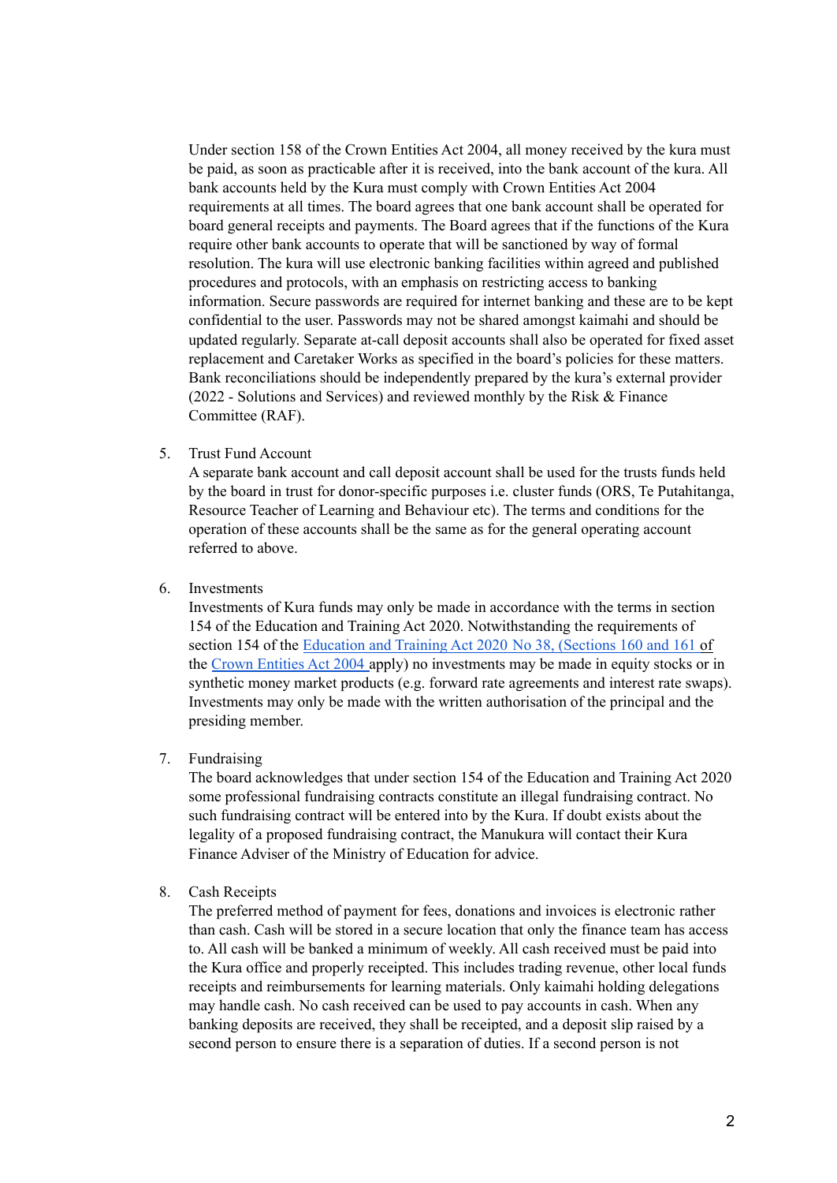Under section 158 of the Crown Entities Act 2004, all money received by the kura must be paid, as soon as practicable after it is received, into the bank account of the kura. All bank accounts held by the Kura must comply with Crown Entities Act 2004 requirements at all times. The board agrees that one bank account shall be operated for board general receipts and payments. The Board agrees that if the functions of the Kura require other bank accounts to operate that will be sanctioned by way of formal resolution. The kura will use electronic banking facilities within agreed and published procedures and protocols, with an emphasis on restricting access to banking information. Secure passwords are required for internet banking and these are to be kept confidential to the user. Passwords may not be shared amongst kaimahi and should be updated regularly. Separate at-call deposit accounts shall also be operated for fixed asset replacement and Caretaker Works as specified in the board's policies for these matters. Bank reconciliations should be independently prepared by the kura's external provider (2022 - Solutions and Services) and reviewed monthly by the Risk & Finance Committee (RAF).

5. Trust Fund Account
   A separate bank account and call deposit account shall be used for the trusts funds held by the board in trust for donor-specific purposes i.e. cluster funds (ORS, Te Putahitanga, Resource Teacher of Learning and Behaviour etc). The terms and conditions for the operation of these accounts shall be the same as for the general operating account referred to above.

6. Investments
   Investments of Kura funds may only be made in accordance with the terms in section 154 of the Education and Training Act 2020. Notwithstanding the requirements of section 154 of the Education and Training Act 2020 No 38, (Sections 160 and 161 of the Crown Entities Act 2004 apply) no investments may be made in equity stocks or in synthetic money market products (e.g. forward rate agreements and interest rate swaps). Investments may only be made with the written authorisation of the principal and the presiding member.

7. Fundraising
   The board acknowledges that under section 154 of the Education and Training Act 2020 some professional fundraising contracts constitute an illegal fundraising contract. No such fundraising contract will be entered into by the Kura. If doubt exists about the legality of a proposed fundraising contract, the Manukura will contact their Kura Finance Adviser of the Ministry of Education for advice.

8. Cash Receipts
   The preferred method of payment for fees, donations and invoices is electronic rather than cash. Cash will be stored in a secure location that only the finance team has access to. All cash will be banked a minimum of weekly. All cash received must be paid into the Kura office and properly receipted. This includes trading revenue, other local funds receipts and reimbursements for learning materials. Only kaimahi holding delegations may handle cash. No cash received can be used to pay accounts in cash. When any banking deposits are received, they shall be receipted, and a deposit slip raised by a second person to ensure there is a separation of duties. If a second person is not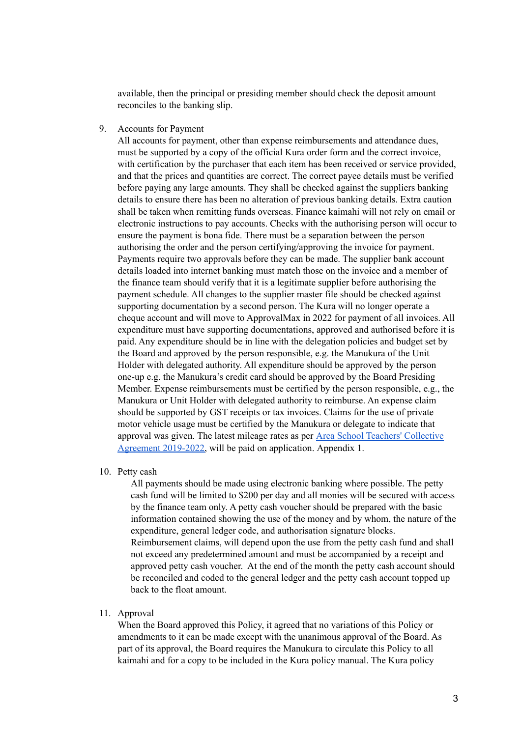available, then the principal or presiding member should check the deposit amount reconciles to the banking slip.

9. Accounts for Payment
   All accounts for payment, other than expense reimbursements and attendance dues, must be supported by a copy of the official Kura order form and the correct invoice, with certification by the purchaser that each item has been received or service provided, and that the prices and quantities are correct. The correct payee details must be verified before paying any large amounts. They shall be checked against the suppliers banking details to ensure there has been no alteration of previous banking details. Extra caution shall be taken when remitting funds overseas. Finance kaimahi will not rely on email or electronic instructions to pay accounts. Checks with the authorising person will occur to ensure the payment is bona fide. There must be a separation between the person authorising the order and the person certifying/approving the invoice for payment. Payments require two approvals before they can be made. The supplier bank account details loaded into internet banking must match those on the invoice and a member of the finance team should verify that it is a legitimate supplier before authorising the payment schedule. All changes to the supplier master file should be checked against supporting documentation by a second person. The Kura will no longer operate a cheque account and will move to ApprovalMax in 2022 for payment of all invoices. All expenditure must have supporting documentations, approved and authorised before it is paid. Any expenditure should be in line with the delegation policies and budget set by the Board and approved by the person responsible, e.g. the Manukura of the Unit Holder with delegated authority. All expenditure should be approved by the person one-up e.g. the Manukura's credit card should be approved by the Board Presiding Member. Expense reimbursements must be certified by the person responsible, e.g., the Manukura or Unit Holder with delegated authority to reimburse. An expense claim should be supported by GST receipts or tax invoices. Claims for the use of private motor vehicle usage must be certified by the Manukura or delegate to indicate that approval was given. The latest mileage rates as per Area School Teachers' Collective Agreement 2019-2022, will be paid on application. Appendix 1.

10. Petty cash
    All payments should be made using electronic banking where possible. The petty cash fund will be limited to $200 per day and all monies will be secured with access by the finance team only. A petty cash voucher should be prepared with the basic information contained showing the use of the money and by whom, the nature of the expenditure, general ledger code, and authorisation signature blocks. Reimbursement claims, will depend upon the use from the petty cash fund and shall not exceed any predetermined amount and must be accompanied by a receipt and approved petty cash voucher. At the end of the month the petty cash account should be reconciled and coded to the general ledger and the petty cash account topped up back to the float amount.

11. Approval
    When the Board approved this Policy, it agreed that no variations of this Policy or amendments to it can be made except with the unanimous approval of the Board. As part of its approval, the Board requires the Manukura to circulate this Policy to all kaimahi and for a copy to be included in the Kura policy manual. The Kura policy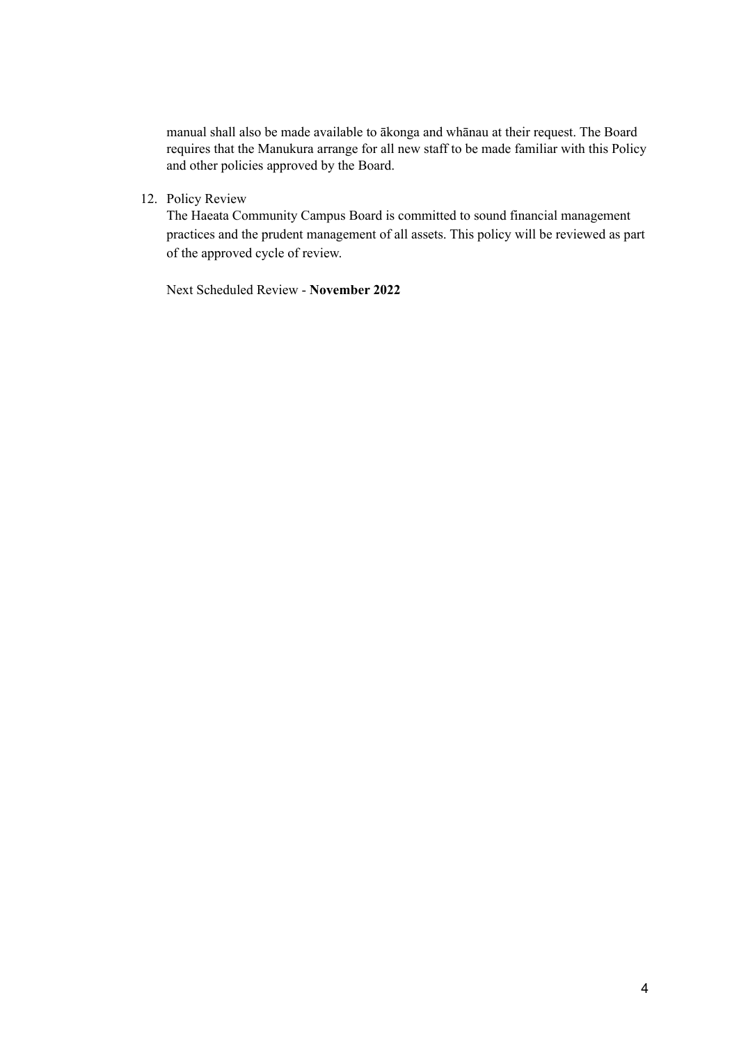manual shall also be made available to ākonga and whānau at their request. The Board requires that the Manukura arrange for all new staff to be made familiar with this Policy and other policies approved by the Board.

12. Policy Review

    The Haeata Community Campus Board is committed to sound financial management practices and the prudent management of all assets. This policy will be reviewed as part of the approved cycle of review.

    Next Scheduled Review - **November 2022**